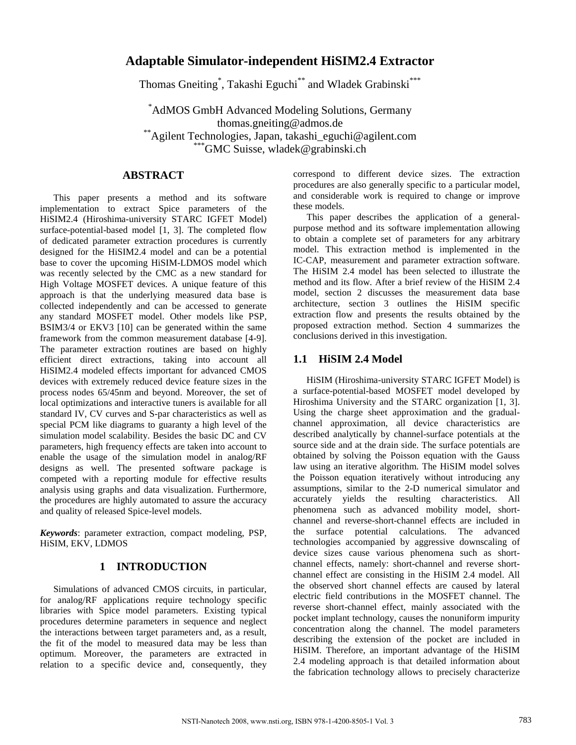# Adaptable Simulator-independent HiSIM2.4 Extractor

Thomas Gneiting[*], Takashi Eguchi[**] and Wladek Grabinski[***]

[*]AdMOS GmbH Advanced Modeling Solutions, Germany
thomas.gneiting@admos.de
[**]Agilent Technologies, Japan, takashi_eguchi@agilent.com
[***]GMC Suisse, wladek@grabinski.ch

## ABSTRACT

This paper presents a method and its software implementation to extract Spice parameters of the HiSIM2.4 (Hiroshima-university STARC IGFET Model) surface-potential-based model [1, 3]. The completed flow of dedicated parameter extraction procedures is currently designed for the HiSIM2.4 model and can be a potential base to cover the upcoming HiSIM-LDMOS model which was recently selected by the CMC as a new standard for High Voltage MOSFET devices. A unique feature of this approach is that the underlying measured data base is collected independently and can be accessed to generate any standard MOSFET model. Other models like PSP, BSIM3/4 or EKV3 [10] can be generated within the same framework from the common measurement database [4-9]. The parameter extraction routines are based on highly efficient direct extractions, taking into account all HiSIM2.4 modeled effects important for advanced CMOS devices with extremely reduced device feature sizes in the process nodes 65/45nm and beyond. Moreover, the set of local optimizations and interactive tuners is available for all standard IV, CV curves and S-par characteristics as well as special PCM like diagrams to guaranty a high level of the simulation model scalability. Besides the basic DC and CV parameters, high frequency effects are taken into account to enable the usage of the simulation model in analog/RF designs as well. The presented software package is competed with a reporting module for effective results analysis using graphs and data visualization. Furthermore, the procedures are highly automated to assure the accuracy and quality of released Spice-level models.

***Keywords***: parameter extraction, compact modeling, PSP, HiSIM, EKV, LDMOS

## 1 INTRODUCTION

Simulations of advanced CMOS circuits, in particular, for analog/RF applications require technology specific libraries with Spice model parameters. Existing typical procedures determine parameters in sequence and neglect the interactions between target parameters and, as a result, the fit of the model to measured data may be less than optimum. Moreover, the parameters are extracted in relation to a specific device and, consequently, they correspond to different device sizes. The extraction procedures are also generally specific to a particular model, and considerable work is required to change or improve these models.

This paper describes the application of a general-purpose method and its software implementation allowing to obtain a complete set of parameters for any arbitrary model. This extraction method is implemented in the IC-CAP, measurement and parameter extraction software. The HiSIM 2.4 model has been selected to illustrate the method and its flow. After a brief review of the HiSIM 2.4 model, section 2 discusses the measurement data base architecture, section 3 outlines the HiSIM specific extraction flow and presents the results obtained by the proposed extraction method. Section 4 summarizes the conclusions derived in this investigation.

## 1.1 HiSIM 2.4 Model

HiSIM (Hiroshima-university STARC IGFET Model) is a surface-potential-based MOSFET model developed by Hiroshima University and the STARC organization [1, 3]. Using the charge sheet approximation and the gradual-channel approximation, all device characteristics are described analytically by channel-surface potentials at the source side and at the drain side. The surface potentials are obtained by solving the Poisson equation with the Gauss law using an iterative algorithm. The HiSIM model solves the Poisson equation iteratively without introducing any assumptions, similar to the 2-D numerical simulator and accurately yields the resulting characteristics. All phenomena such as advanced mobility model, short-channel and reverse-short-channel effects are included in the surface potential calculations. The advanced technologies accompanied by aggressive downscaling of device sizes cause various phenomena such as short-channel effects, namely: short-channel and reverse short-channel effect are consisting in the HiSIM 2.4 model. All the observed short channel effects are caused by lateral electric field contributions in the MOSFET channel. The reverse short-channel effect, mainly associated with the pocket implant technology, causes the nonuniform impurity concentration along the channel. The model parameters describing the extension of the pocket are included in HiSIM. Therefore, an important advantage of the HiSIM 2.4 modeling approach is that detailed information about the fabrication technology allows to precisely characterize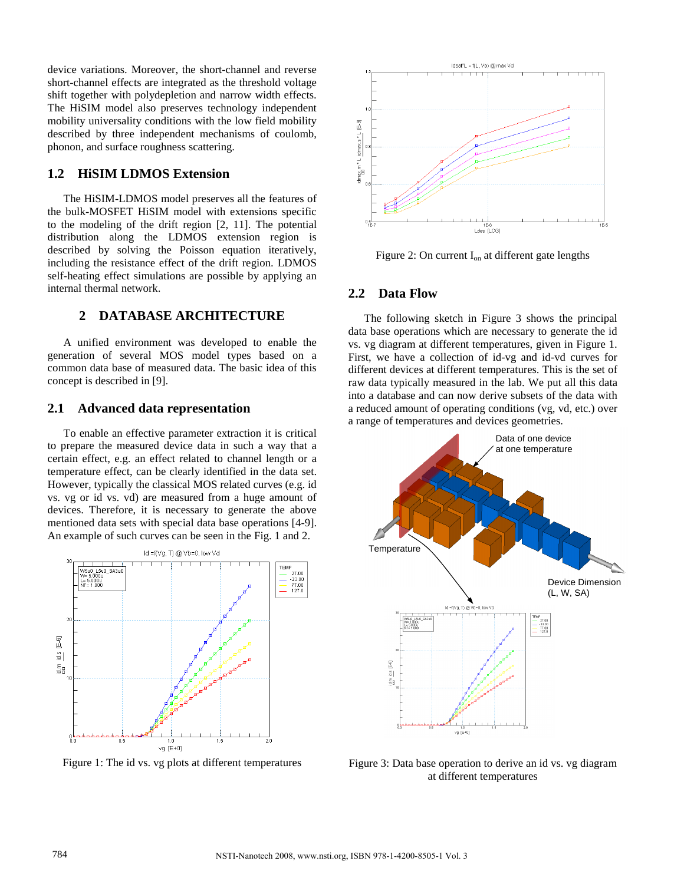device variations. Moreover, the short-channel and reverse short-channel effects are integrated as the threshold voltage shift together with polydepletion and narrow width effects. The HiSIM model also preserves technology independent mobility universality conditions with the low field mobility described by three independent mechanisms of coulomb, phonon, and surface roughness scattering.

### 1.2 HiSIM LDMOS Extension

The HiSIM-LDMOS model preserves all the features of the bulk-MOSFET HiSIM model with extensions specific to the modeling of the drift region [2, 11]. The potential distribution along the LDMOS extension region is described by solving the Poisson equation iteratively, including the resistance effect of the drift region. LDMOS self-heating effect simulations are possible by applying an internal thermal network.

## 2 DATABASE ARCHITECTURE

A unified environment was developed to enable the generation of several MOS model types based on a common data base of measured data. The basic idea of this concept is described in [9].

### 2.1 Advanced data representation

To enable an effective parameter extraction it is critical to prepare the measured device data in such a way that a certain effect, e.g. an effect related to channel length or a temperature effect, can be clearly identified in the data set. However, typically the classical MOS related curves (e.g. id vs. vg or id vs. vd) are measured from a huge amount of devices. Therefore, it is necessary to generate the above mentioned data sets with special data base operations [4-9]. An example of such curves can be seen in the Fig. 1 and 2.

Figure 1: The id vs. vg plots at different temperatures

Figure 2: On current $I_{on}$ at different gate lengths

### 2.2 Data Flow

The following sketch in Figure 3 shows the principal data base operations which are necessary to generate the id vs. vg diagram at different temperatures, given in Figure 1. First, we have a collection of id-vg and id-vd curves for different devices at different temperatures. This is the set of raw data typically measured in the lab. We put all this data into a database and can now derive subsets of the data with a reduced amount of operating conditions (vg, vd, etc.) over a range of temperatures and devices geometries.

Figure 3: Data base operation to derive an id vs. vg diagram at different temperatures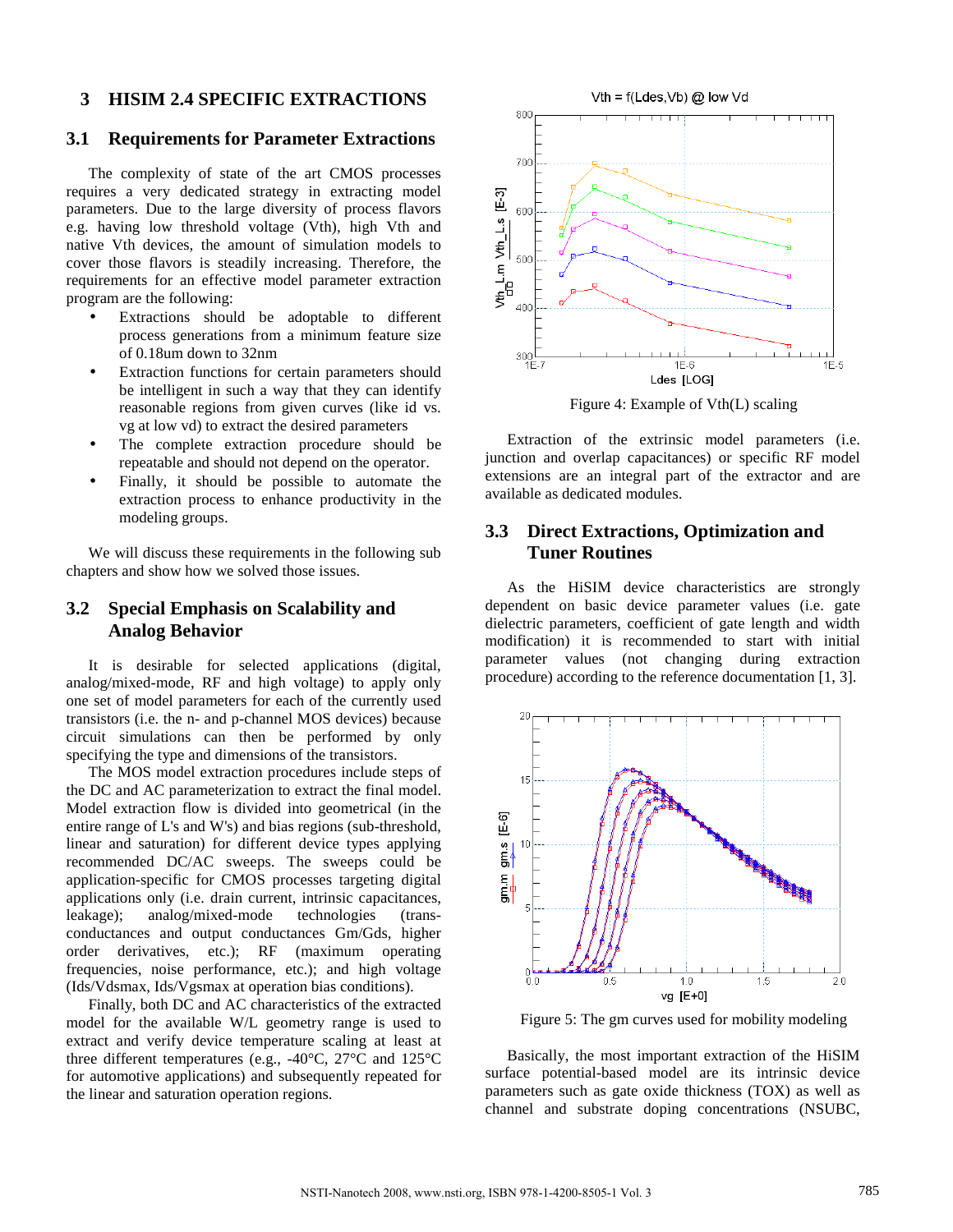## 3 HISIM 2.4 SPECIFIC EXTRACTIONS

### 3.1 Requirements for Parameter Extractions

The complexity of state of the art CMOS processes requires a very dedicated strategy in extracting model parameters. Due to the large diversity of process flavors e.g. having low threshold voltage (Vth), high Vth and native Vth devices, the amount of simulation models to cover those flavors is steadily increasing. Therefore, the requirements for an effective model parameter extraction program are the following:

- Extractions should be adoptable to different process generations from a minimum feature size of 0.18um down to 32nm
- Extraction functions for certain parameters should be intelligent in such a way that they can identify reasonable regions from given curves (like id vs. vg at low vd) to extract the desired parameters
- The complete extraction procedure should be repeatable and should not depend on the operator.
- Finally, it should be possible to automate the extraction process to enhance productivity in the modeling groups.

We will discuss these requirements in the following sub chapters and show how we solved those issues.

### 3.2 Special Emphasis on Scalability and Analog Behavior

It is desirable for selected applications (digital, analog/mixed-mode, RF and high voltage) to apply only one set of model parameters for each of the currently used transistors (i.e. the n- and p-channel MOS devices) because circuit simulations can then be performed by only specifying the type and dimensions of the transistors.

The MOS model extraction procedures include steps of the DC and AC parameterization to extract the final model. Model extraction flow is divided into geometrical (in the entire range of L's and W's) and bias regions (sub-threshold, linear and saturation) for different device types applying recommended DC/AC sweeps. The sweeps could be application-specific for CMOS processes targeting digital applications only (i.e. drain current, intrinsic capacitances, leakage); analog/mixed-mode technologies (trans-conductances and output conductances Gm/Gds, higher order derivatives, etc.); RF (maximum operating frequencies, noise performance, etc.); and high voltage (Ids/Vdsmax, Ids/Vgsmax at operation bias conditions).

Finally, both DC and AC characteristics of the extracted model for the available W/L geometry range is used to extract and verify device temperature scaling at least at three different temperatures (e.g., -40°C, 27°C and 125°C for automotive applications) and subsequently repeated for the linear and saturation operation regions.

Figure 4: Example of Vth(L) scaling

Extraction of the extrinsic model parameters (i.e. junction and overlap capacitances) or specific RF model extensions are an integral part of the extractor and are available as dedicated modules.

### 3.3 Direct Extractions, Optimization and Tuner Routines

As the HiSIM device characteristics are strongly dependent on basic device parameter values (i.e. gate dielectric parameters, coefficient of gate length and width modification) it is recommended to start with initial parameter values (not changing during extraction procedure) according to the reference documentation [1, 3].

Figure 5: The gm curves used for mobility modeling

Basically, the most important extraction of the HiSIM surface potential-based model are its intrinsic device parameters such as gate oxide thickness (TOX) as well as channel and substrate doping concentrations (NSUBC,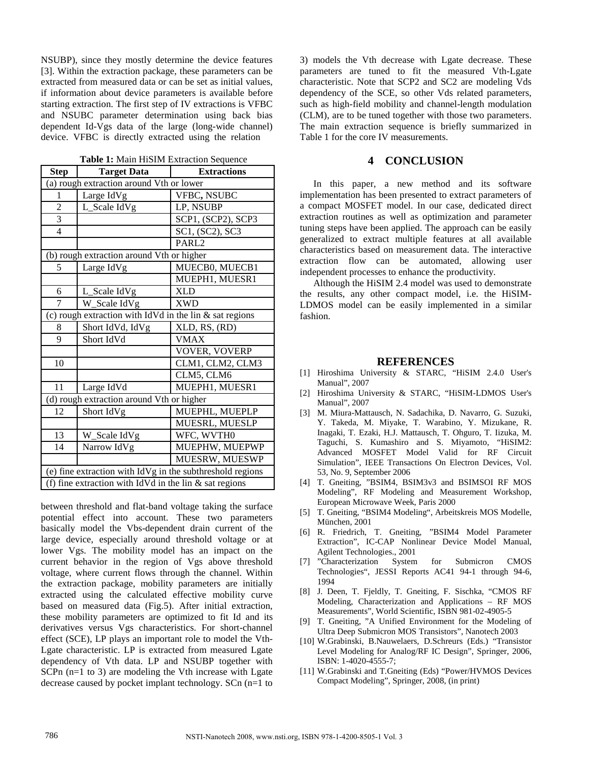NSUBP), since they mostly determine the device features [3]. Within the extraction package, these parameters can be extracted from measured data or can be set as initial values, if information about device parameters is available before starting extraction. The first step of IV extractions is VFBC and NSUBC parameter determination using back bias dependent Id-Vgs data of the large (long-wide channel) device. VFBC is directly extracted using the relation between threshold and flat-band voltage taking the surface potential effect into account. These two parameters basically model the Vbs-dependent drain current of the large device, especially around threshold voltage or at lower Vgs. The mobility model has an impact on the current behavior in the region of Vgs above threshold voltage, where current flows through the channel. Within the extraction package, mobility parameters are initially extracted using the calculated effective mobility curve based on measured data (Fig.5). After initial extraction, these mobility parameters are optimized to fit Id and its derivatives versus Vgs characteristics. For short-channel effect (SCE), LP plays an important role to model the Vth-Lgate characteristic. LP is extracted from measured Lgate dependency of Vth data. LP and NSUBP together with SCPn (n=1 to 3) are modeling the Vth increase with Lgate decrease caused by pocket implant technology. SCn (n=1 to 3) models the Vth decrease with Lgate decrease. These parameters are tuned to fit the measured Vth-Lgate characteristic. Note that SCP2 and SC2 are modeling Vds dependency of the SCE, so other Vds related parameters, such as high-field mobility and channel-length modulation (CLM), are to be tuned together with those two parameters. The main extraction sequence is briefly summarized in Table 1 for the core IV measurements.

**Table 1:** Main HiSIM Extraction Sequence

| Step | Target Data | Extractions |
|---|---|---|
| (a) rough extraction around Vth or lower | | |
| 1 | Large IdVg | VFBC, NSUBC |
| 2 | L_Scale IdVg | LP, NSUBP |
| 3 | | SCP1, (SCP2), SCP3 |
| 4 | | SC1, (SC2), SC3 |
| | | PARL2 |
| (b) rough extraction around Vth or higher | | |
| 5 | Large IdVg | MUECB0, MUECB1 |
| | | MUEPH1, MUESR1 |
| 6 | L_Scale IdVg | XLD |
| 7 | W_Scale IdVg | XWD |
| (c) rough extraction with IdVd in the lin & sat regions | | |
| 8 | Short IdVd, IdVg | XLD, RS, (RD) |
| 9 | Short IdVd | VMAX |
| | | VOVER, VOVERP |
| 10 | | CLM1, CLM2, CLM3 |
| | | CLM5, CLM6 |
| 11 | Large IdVd | MUEPH1, MUESR1 |
| (d) rough extraction around Vth or higher | | |
| 12 | Short IdVg | MUEPHL, MUEPLP |
| | | MUESRL, MUESLP |
| 13 | W_Scale IdVg | WFC, WVTH0 |
| 14 | Narrow IdVg | MUEPHW, MUEPWP |
| | | MUESRW, MUESWP |
| (e) fine extraction with IdVg in the subthreshold regions | | |
| (f) fine extraction with IdVd in the lin & sat regions | | |

## 4 CONCLUSION

In this paper, a new method and its software implementation has been presented to extract parameters of a compact MOSFET model. In our case, dedicated direct extraction routines as well as optimization and parameter tuning steps have been applied. The approach can be easily generalized to extract multiple features at all available characteristics based on measurement data. The interactive extraction flow can be automated, allowing user independent processes to enhance the productivity.

Although the HiSIM 2.4 model was used to demonstrate the results, any other compact model, i.e. the HiSIM-LDMOS model can be easily implemented in a similar fashion.

## REFERENCES

[1] Hiroshima University & STARC, "HiSIM 2.4.0 User's Manual", 2007

[2] Hiroshima University & STARC, "HiSIM-LDMOS User's Manual", 2007

[3] M. Miura-Mattausch, N. Sadachika, D. Navarro, G. Suzuki, Y. Takeda, M. Miyake, T. Warabino, Y. Mizukane, R. Inagaki, T. Ezaki, H.J. Mattausch, T. Ohguro, T. Iizuka, M. Taguchi, S. Kumashiro and S. Miyamoto, "HiSIM2: Advanced MOSFET Model Valid for RF Circuit Simulation", IEEE Transactions On Electron Devices, Vol. 53, No. 9, September 2006

[4] T. Gneiting, "BSIM4, BSIM3v3 and BSIMSOI RF MOS Modeling", RF Modeling and Measurement Workshop, European Microwave Week, Paris 2000

[5] T. Gneiting, "BSIM4 Modeling", Arbeitskreis MOS Modelle, München, 2001

[6] R. Friedrich, T. Gneiting, "BSIM4 Model Parameter Extraction", IC-CAP Nonlinear Device Model Manual, Agilent Technologies., 2001

[7] "Characterization System for Submicron CMOS Technologies", JESSI Reports AC41 94-1 through 94-6, 1994

[8] J. Deen, T. Fjeldly, T. Gneiting, F. Sischka, "CMOS RF Modeling, Characterization and Applications – RF MOS Measurements", World Scientific, ISBN 981-02-4905-5

[9] T. Gneiting, "A Unified Environment for the Modeling of Ultra Deep Submicron MOS Transistors", Nanotech 2003

[10] W.Grabinski, B.Nauwelaers, D.Schreurs (Eds.) "Transistor Level Modeling for Analog/RF IC Design", Springer, 2006, ISBN: 1-4020-4555-7;

[11] W.Grabinski and T.Gneiting (Eds) "Power/HVMOS Devices Compact Modeling", Springer, 2008, (in print)